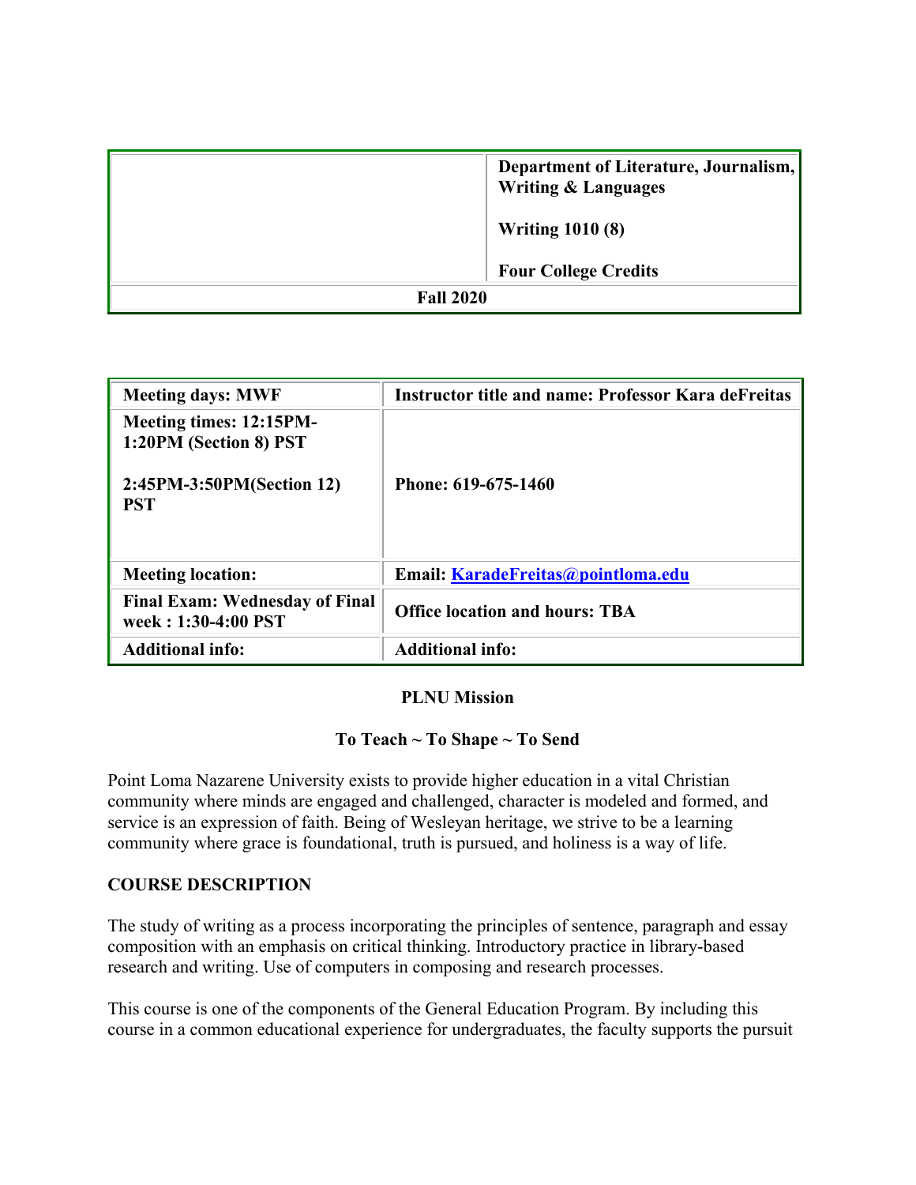| | Department of Literature, Journalism, Writing & Languages<br><br>Writing 1010 (8)<br><br>Four College Credits |
| --- | --- |
| Fall 2020 | |

| Meeting days: MWF | Instructor title and name: Professor Kara deFreitas |
| --- | --- |
| Meeting times: 12:15PM-1:20PM (Section 8) PST<br><br>2:45PM-3:50PM(Section 12) PST | Phone: 619-675-1460 |
| Meeting location: | Email: [KaradeFreitas@pointloma.edu](mailto:KaradeFreitas@pointloma.edu) |
| Final Exam: Wednesday of Final week : 1:30-4:00 PST | Office location and hours: TBA |
| Additional info: | Additional info: |

**PLNU Mission**

**To Teach ~ To Shape ~ To Send**

Point Loma Nazarene University exists to provide higher education in a vital Christian community where minds are engaged and challenged, character is modeled and formed, and service is an expression of faith. Being of Wesleyan heritage, we strive to be a learning community where grace is foundational, truth is pursued, and holiness is a way of life.

## COURSE DESCRIPTION

The study of writing as a process incorporating the principles of sentence, paragraph and essay composition with an emphasis on critical thinking. Introductory practice in library-based research and writing. Use of computers in composing and research processes.

This course is one of the components of the General Education Program. By including this course in a common educational experience for undergraduates, the faculty supports the pursuit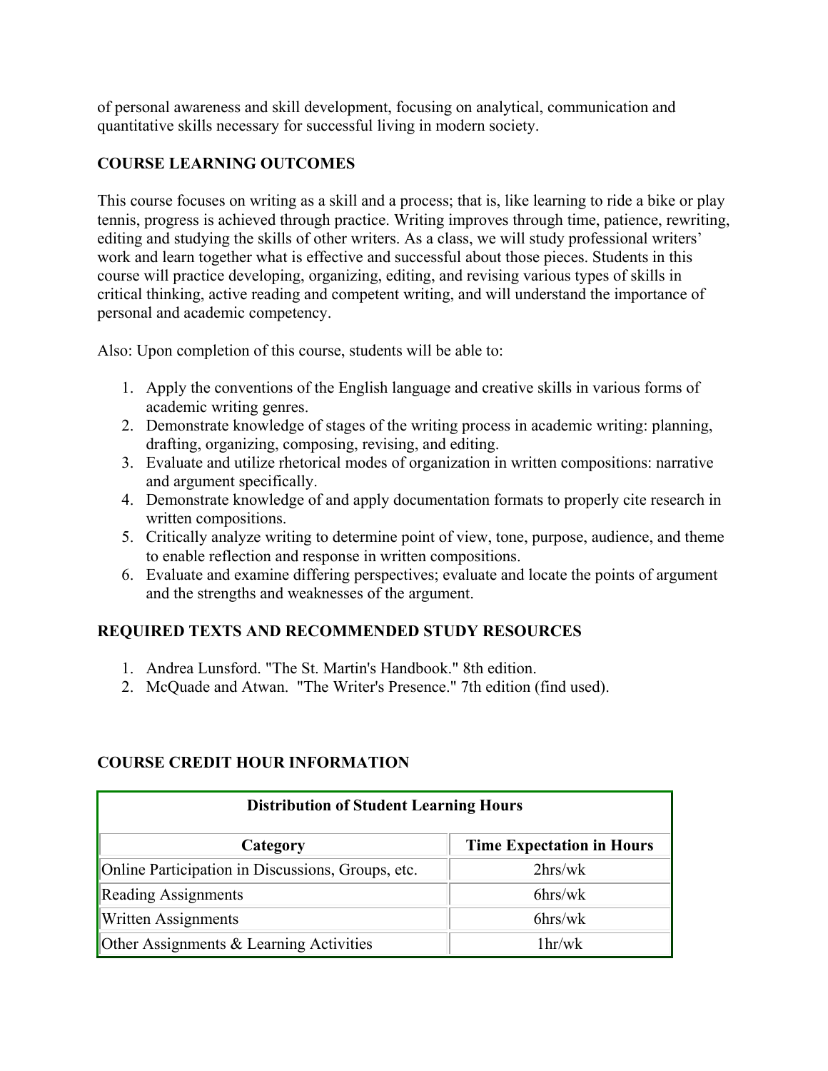of personal awareness and skill development, focusing on analytical, communication and quantitative skills necessary for successful living in modern society.

## COURSE LEARNING OUTCOMES

This course focuses on writing as a skill and a process; that is, like learning to ride a bike or play tennis, progress is achieved through practice. Writing improves through time, patience, rewriting, editing and studying the skills of other writers. As a class, we will study professional writers' work and learn together what is effective and successful about those pieces. Students in this course will practice developing, organizing, editing, and revising various types of skills in critical thinking, active reading and competent writing, and will understand the importance of personal and academic competency.

Also: Upon completion of this course, students will be able to:

1. Apply the conventions of the English language and creative skills in various forms of academic writing genres.
2. Demonstrate knowledge of stages of the writing process in academic writing: planning, drafting, organizing, composing, revising, and editing.
3. Evaluate and utilize rhetorical modes of organization in written compositions: narrative and argument specifically.
4. Demonstrate knowledge of and apply documentation formats to properly cite research in written compositions.
5. Critically analyze writing to determine point of view, tone, purpose, audience, and theme to enable reflection and response in written compositions.
6. Evaluate and examine differing perspectives; evaluate and locate the points of argument and the strengths and weaknesses of the argument.

## REQUIRED TEXTS AND RECOMMENDED STUDY RESOURCES

1. Andrea Lunsford. "The St. Martin's Handbook." 8th edition.
2. McQuade and Atwan. "The Writer's Presence." 7th edition (find used).

## COURSE CREDIT HOUR INFORMATION

**Distribution of Student Learning Hours**

| Category | Time Expectation in Hours |
|---|---|
| Online Participation in Discussions, Groups, etc. | 2hrs/wk |
| Reading Assignments | 6hrs/wk |
| Written Assignments | 6hrs/wk |
| Other Assignments & Learning Activities | 1hr/wk |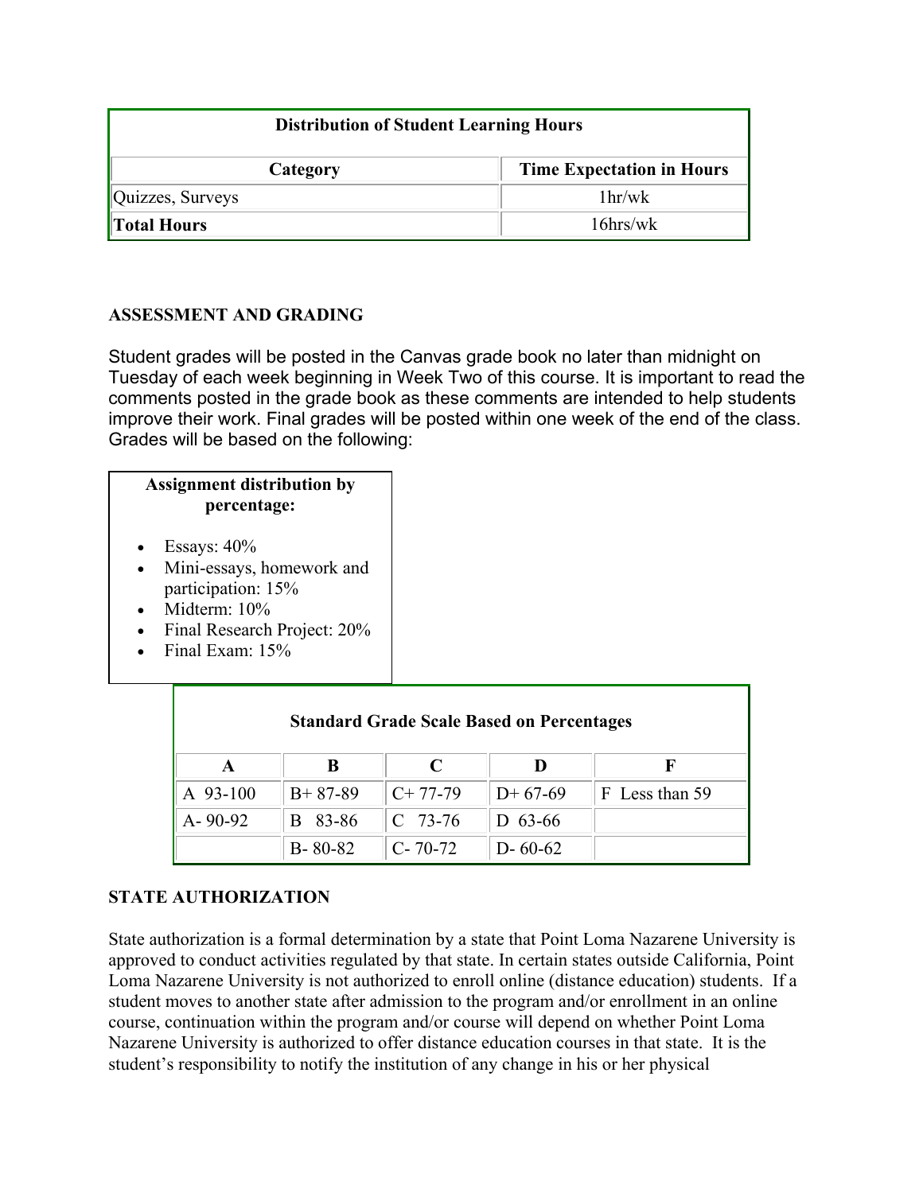| Distribution of Student Learning Hours | |
|---|---|
| **Category** | **Time Expectation in Hours** |
| Quizzes, Surveys | 1hr/wk |
| **Total Hours** | 16hrs/wk |

**ASSESSMENT AND GRADING**

Student grades will be posted in the Canvas grade book no later than midnight on Tuesday of each week beginning in Week Two of this course. It is important to read the comments posted in the grade book as these comments are intended to help students improve their work. Final grades will be posted within one week of the end of the class. Grades will be based on the following:

**Assignment distribution by percentage:**

- Essays: 40%
- Mini-essays, homework and participation: 15%
- Midterm: 10%
- Final Research Project: 20%
- Final Exam: 15%

**Standard Grade Scale Based on Percentages**

| A | B | C | D | F |
|---|---|---|---|---|
| A 93-100 | B+ 87-89 | C+ 77-79 | D+ 67-69 | F Less than 59 |
| A- 90-92 | B 83-86 | C 73-76 | D 63-66 | |
| | B- 80-82 | C- 70-72 | D- 60-62 | |

**STATE AUTHORIZATION**

State authorization is a formal determination by a state that Point Loma Nazarene University is approved to conduct activities regulated by that state. In certain states outside California, Point Loma Nazarene University is not authorized to enroll online (distance education) students. If a student moves to another state after admission to the program and/or enrollment in an online course, continuation within the program and/or course will depend on whether Point Loma Nazarene University is authorized to offer distance education courses in that state. It is the student's responsibility to notify the institution of any change in his or her physical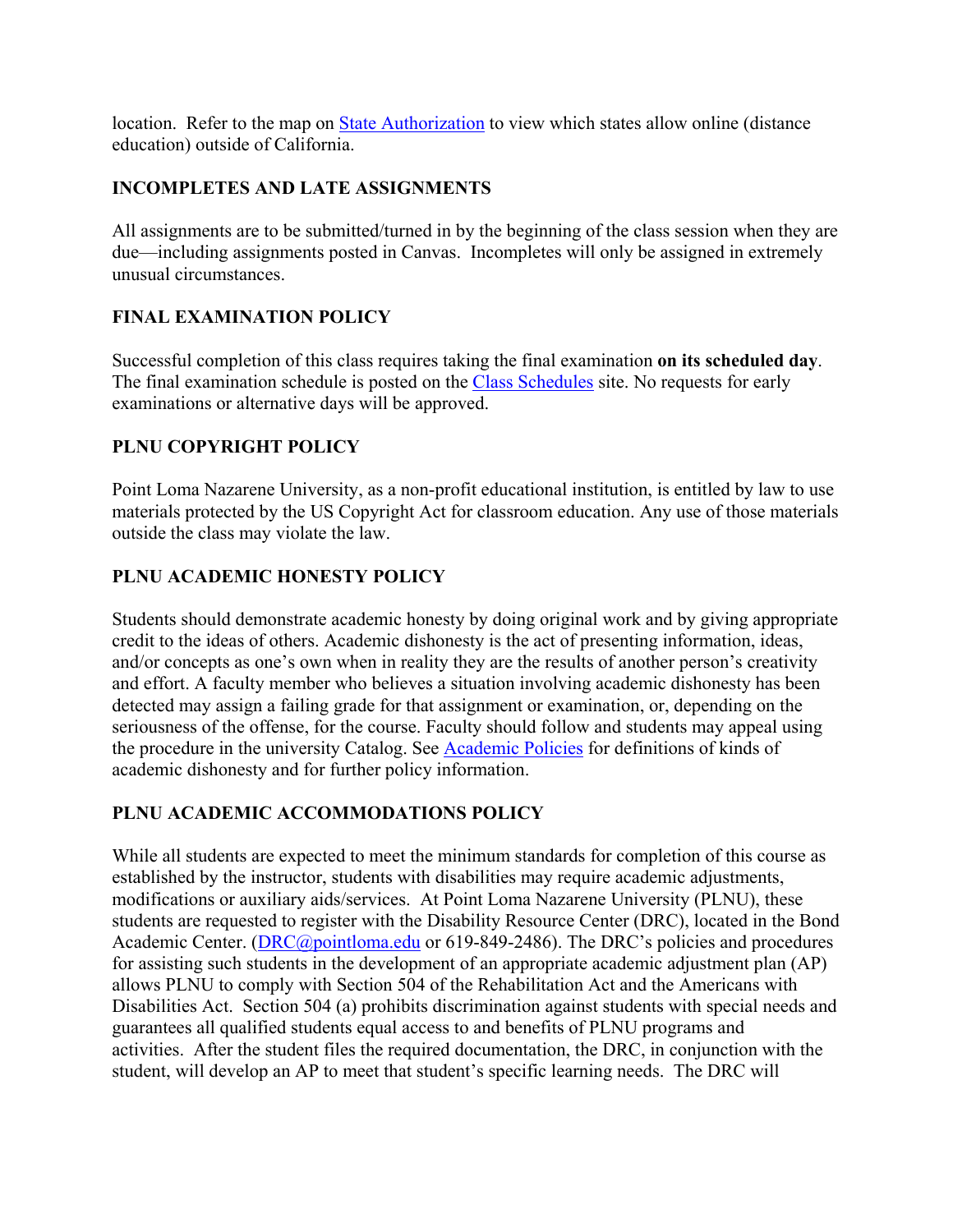location. Refer to the map on State Authorization to view which states allow online (distance education) outside of California.

## INCOMPLETES AND LATE ASSIGNMENTS

All assignments are to be submitted/turned in by the beginning of the class session when they are due—including assignments posted in Canvas. Incompletes will only be assigned in extremely unusual circumstances.

## FINAL EXAMINATION POLICY

Successful completion of this class requires taking the final examination **on its scheduled day**. The final examination schedule is posted on the Class Schedules site. No requests for early examinations or alternative days will be approved.

## PLNU COPYRIGHT POLICY

Point Loma Nazarene University, as a non-profit educational institution, is entitled by law to use materials protected by the US Copyright Act for classroom education. Any use of those materials outside the class may violate the law.

## PLNU ACADEMIC HONESTY POLICY

Students should demonstrate academic honesty by doing original work and by giving appropriate credit to the ideas of others. Academic dishonesty is the act of presenting information, ideas, and/or concepts as one's own when in reality they are the results of another person's creativity and effort. A faculty member who believes a situation involving academic dishonesty has been detected may assign a failing grade for that assignment or examination, or, depending on the seriousness of the offense, for the course. Faculty should follow and students may appeal using the procedure in the university Catalog. See Academic Policies for definitions of kinds of academic dishonesty and for further policy information.

## PLNU ACADEMIC ACCOMMODATIONS POLICY

While all students are expected to meet the minimum standards for completion of this course as established by the instructor, students with disabilities may require academic adjustments, modifications or auxiliary aids/services. At Point Loma Nazarene University (PLNU), these students are requested to register with the Disability Resource Center (DRC), located in the Bond Academic Center. (DRC@pointloma.edu or 619-849-2486). The DRC's policies and procedures for assisting such students in the development of an appropriate academic adjustment plan (AP) allows PLNU to comply with Section 504 of the Rehabilitation Act and the Americans with Disabilities Act. Section 504 (a) prohibits discrimination against students with special needs and guarantees all qualified students equal access to and benefits of PLNU programs and activities. After the student files the required documentation, the DRC, in conjunction with the student, will develop an AP to meet that student's specific learning needs. The DRC will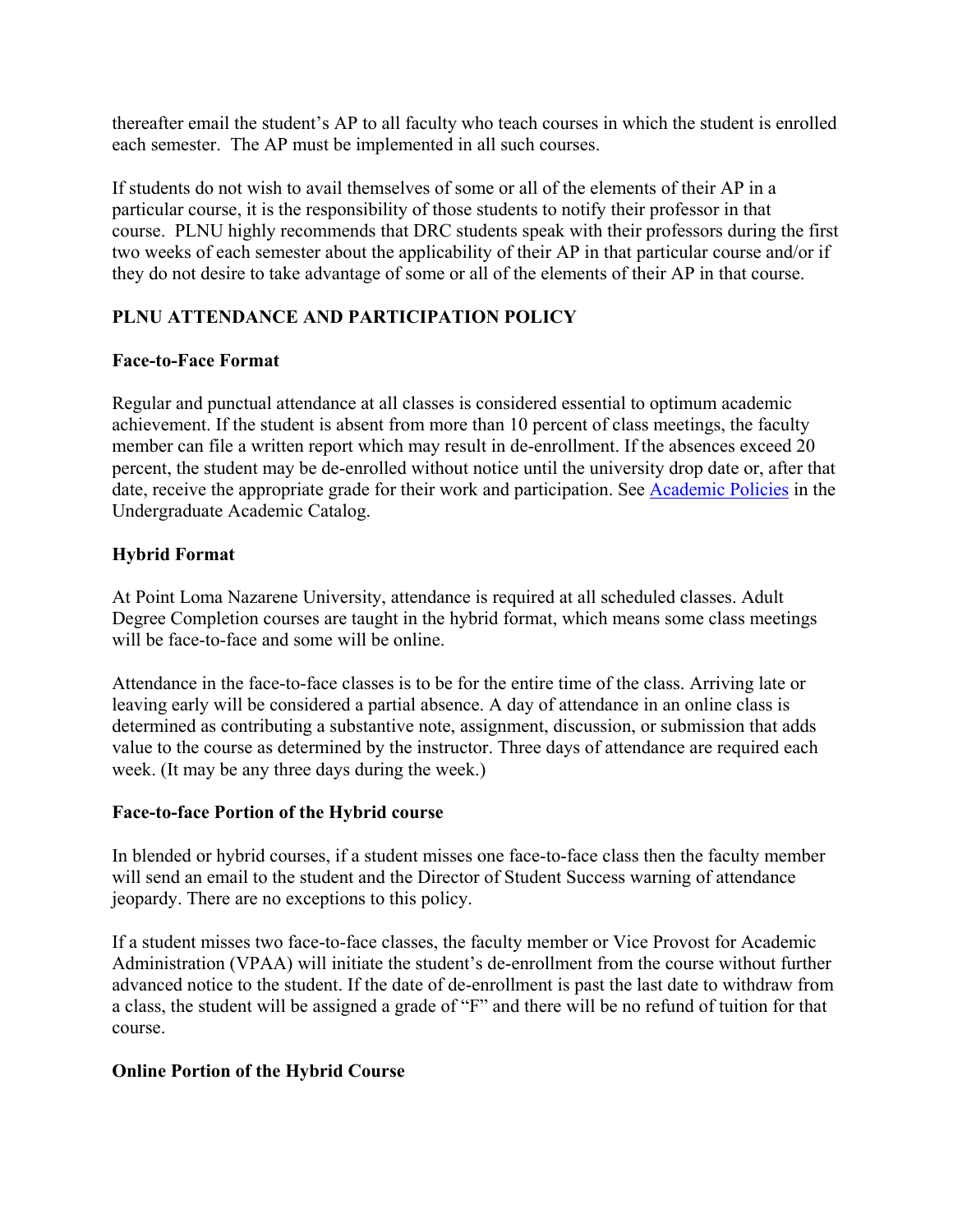thereafter email the student's AP to all faculty who teach courses in which the student is enrolled each semester. The AP must be implemented in all such courses.

If students do not wish to avail themselves of some or all of the elements of their AP in a particular course, it is the responsibility of those students to notify their professor in that course. PLNU highly recommends that DRC students speak with their professors during the first two weeks of each semester about the applicability of their AP in that particular course and/or if they do not desire to take advantage of some or all of the elements of their AP in that course.

## PLNU ATTENDANCE AND PARTICIPATION POLICY

### Face-to-Face Format

Regular and punctual attendance at all classes is considered essential to optimum academic achievement. If the student is absent from more than 10 percent of class meetings, the faculty member can file a written report which may result in de-enrollment. If the absences exceed 20 percent, the student may be de-enrolled without notice until the university drop date or, after that date, receive the appropriate grade for their work and participation. See [Academic Policies] in the Undergraduate Academic Catalog.

### Hybrid Format

At Point Loma Nazarene University, attendance is required at all scheduled classes. Adult Degree Completion courses are taught in the hybrid format, which means some class meetings will be face-to-face and some will be online.

Attendance in the face-to-face classes is to be for the entire time of the class. Arriving late or leaving early will be considered a partial absence. A day of attendance in an online class is determined as contributing a substantive note, assignment, discussion, or submission that adds value to the course as determined by the instructor. Three days of attendance are required each week. (It may be any three days during the week.)

### Face-to-face Portion of the Hybrid course

In blended or hybrid courses, if a student misses one face-to-face class then the faculty member will send an email to the student and the Director of Student Success warning of attendance jeopardy. There are no exceptions to this policy.

If a student misses two face-to-face classes, the faculty member or Vice Provost for Academic Administration (VPAA) will initiate the student's de-enrollment from the course without further advanced notice to the student. If the date of de-enrollment is past the last date to withdraw from a class, the student will be assigned a grade of "F" and there will be no refund of tuition for that course.

### Online Portion of the Hybrid Course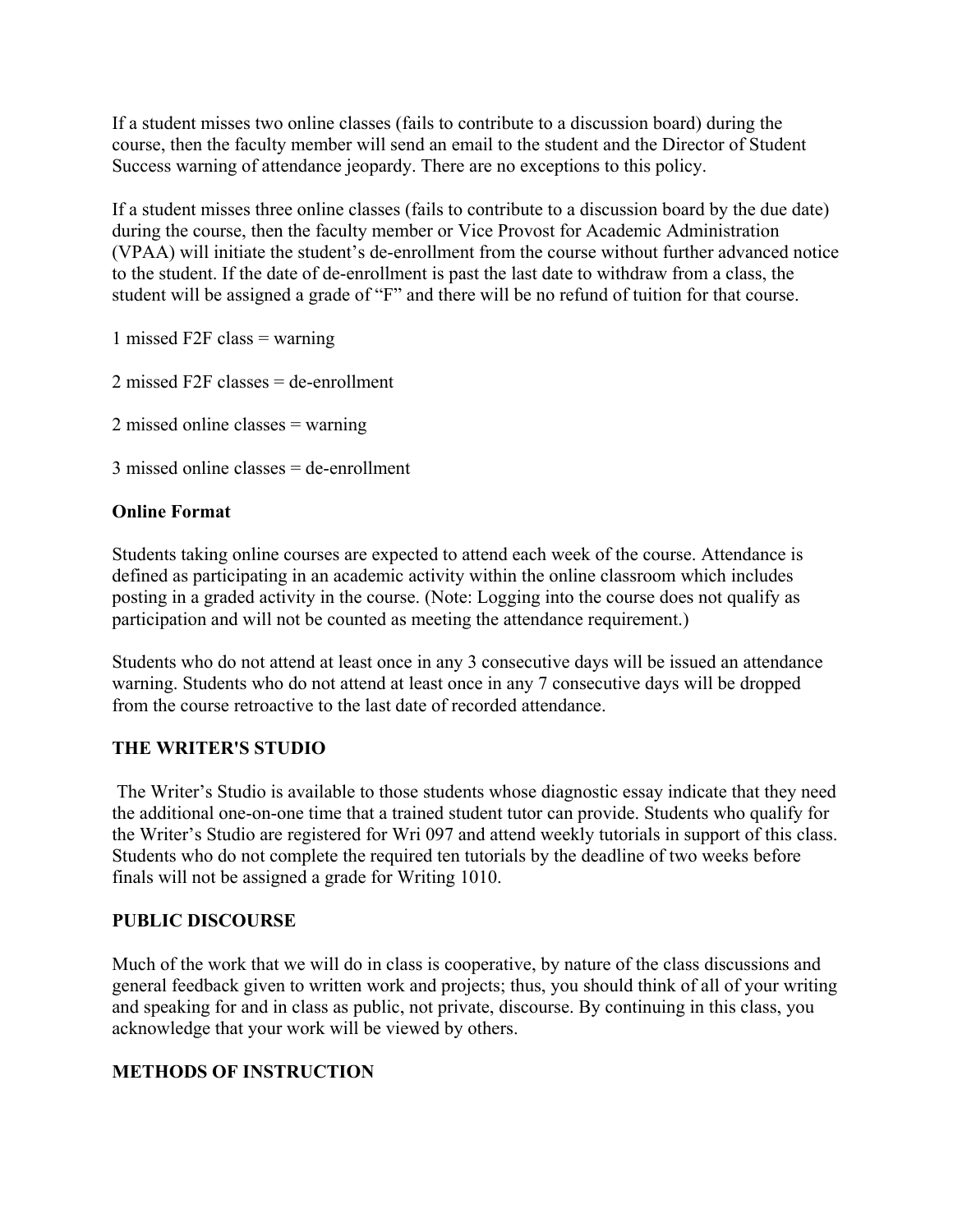If a student misses two online classes (fails to contribute to a discussion board) during the course, then the faculty member will send an email to the student and the Director of Student Success warning of attendance jeopardy. There are no exceptions to this policy.

If a student misses three online classes (fails to contribute to a discussion board by the due date) during the course, then the faculty member or Vice Provost for Academic Administration (VPAA) will initiate the student's de-enrollment from the course without further advanced notice to the student. If the date of de-enrollment is past the last date to withdraw from a class, the student will be assigned a grade of "F" and there will be no refund of tuition for that course.

1 missed F2F class = warning

2 missed F2F classes = de-enrollment

2 missed online classes = warning

3 missed online classes = de-enrollment

**Online Format**

Students taking online courses are expected to attend each week of the course. Attendance is defined as participating in an academic activity within the online classroom which includes posting in a graded activity in the course. (Note: Logging into the course does not qualify as participation and will not be counted as meeting the attendance requirement.)

Students who do not attend at least once in any 3 consecutive days will be issued an attendance warning. Students who do not attend at least once in any 7 consecutive days will be dropped from the course retroactive to the last date of recorded attendance.

**THE WRITER'S STUDIO**

The Writer's Studio is available to those students whose diagnostic essay indicate that they need the additional one-on-one time that a trained student tutor can provide. Students who qualify for the Writer's Studio are registered for Wri 097 and attend weekly tutorials in support of this class. Students who do not complete the required ten tutorials by the deadline of two weeks before finals will not be assigned a grade for Writing 1010.

**PUBLIC DISCOURSE**

Much of the work that we will do in class is cooperative, by nature of the class discussions and general feedback given to written work and projects; thus, you should think of all of your writing and speaking for and in class as public, not private, discourse. By continuing in this class, you acknowledge that your work will be viewed by others.

**METHODS OF INSTRUCTION**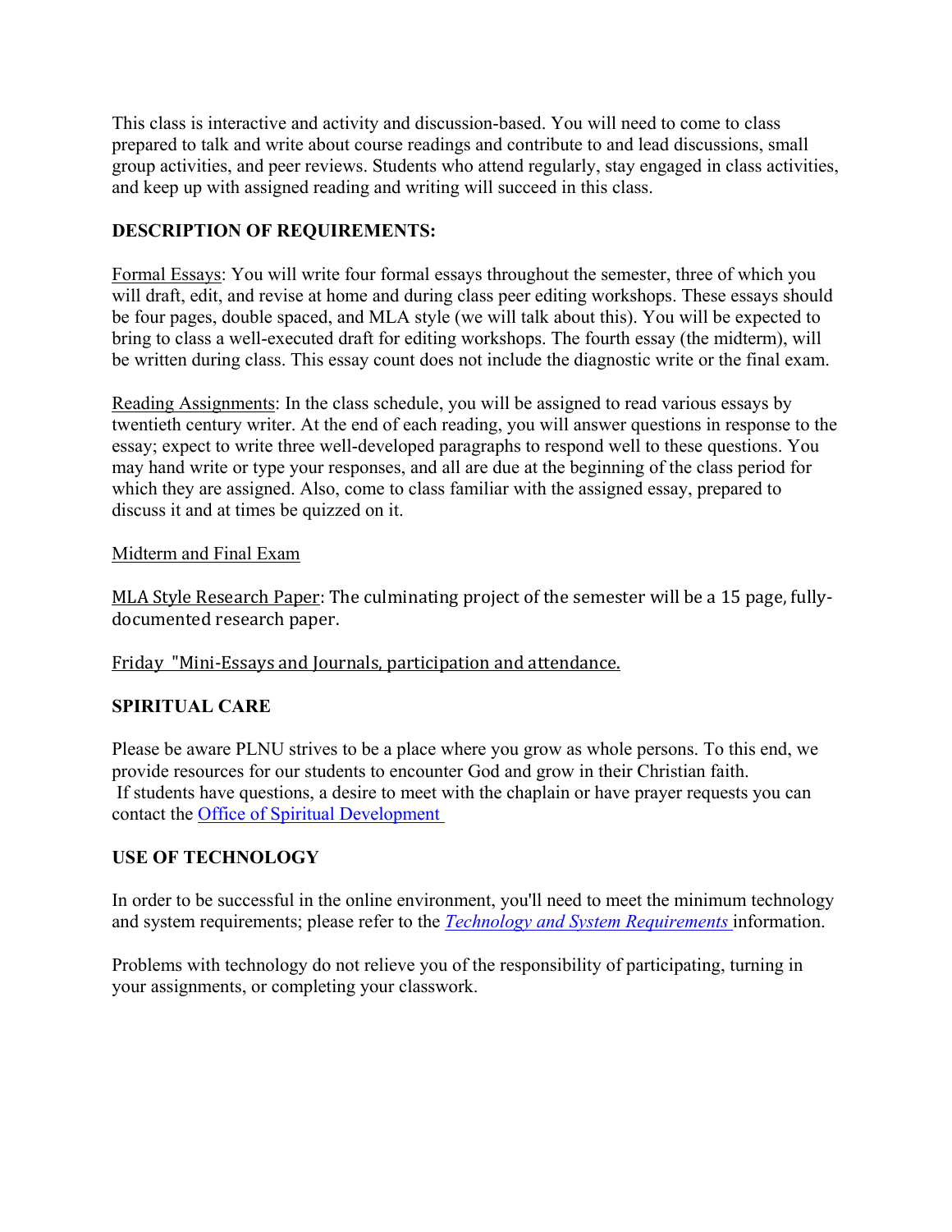This class is interactive and activity and discussion-based. You will need to come to class prepared to talk and write about course readings and contribute to and lead discussions, small group activities, and peer reviews. Students who attend regularly, stay engaged in class activities, and keep up with assigned reading and writing will succeed in this class.

**DESCRIPTION OF REQUIREMENTS:**

Formal Essays: You will write four formal essays throughout the semester, three of which you will draft, edit, and revise at home and during class peer editing workshops. These essays should be four pages, double spaced, and MLA style (we will talk about this). You will be expected to bring to class a well-executed draft for editing workshops. The fourth essay (the midterm), will be written during class. This essay count does not include the diagnostic write or the final exam.

Reading Assignments: In the class schedule, you will be assigned to read various essays by twentieth century writer. At the end of each reading, you will answer questions in response to the essay; expect to write three well-developed paragraphs to respond well to these questions. You may hand write or type your responses, and all are due at the beginning of the class period for which they are assigned. Also, come to class familiar with the assigned essay, prepared to discuss it and at times be quizzed on it.

Midterm and Final Exam

MLA Style Research Paper: The culminating project of the semester will be a 15 page, fully-documented research paper.

Friday "Mini-Essays and Journals, participation and attendance.

**SPIRITUAL CARE**

Please be aware PLNU strives to be a place where you grow as whole persons. To this end, we provide resources for our students to encounter God and grow in their Christian faith.
If students have questions, a desire to meet with the chaplain or have prayer requests you can contact the Office of Spiritual Development

**USE OF TECHNOLOGY**

In order to be successful in the online environment, you'll need to meet the minimum technology and system requirements; please refer to the *Technology and System Requirements* information.

Problems with technology do not relieve you of the responsibility of participating, turning in your assignments, or completing your classwork.